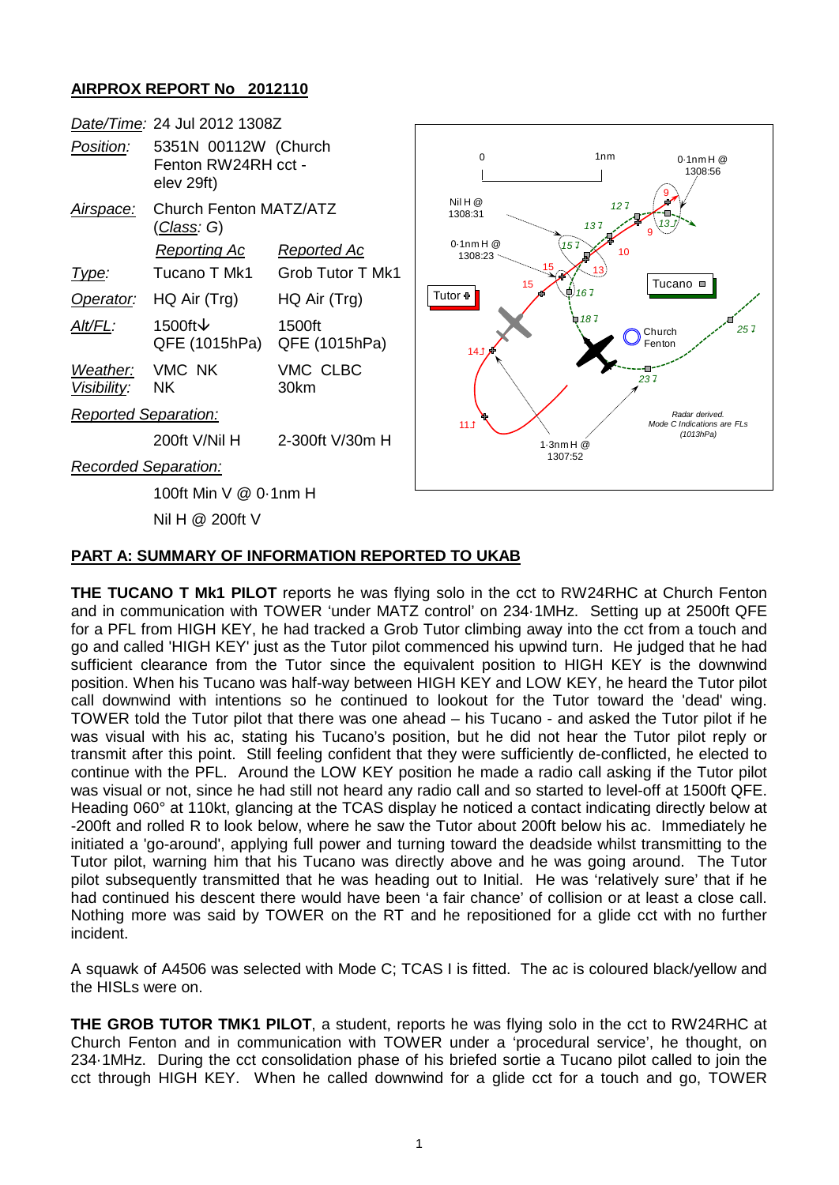## AIRPROX REPORT No 2012110

| | | |
|---|---|---|
| *Date/Time:* | 24 Jul 2012 1308Z | |
| *Position:* | 5351N 00112W (Church Fenton RW24RH cct - elev 29ft) | |
| *Airspace:* | Church Fenton MATZ/ATZ (*Class*: G) | |
| | *Reporting Ac* | *Reported Ac* |
| *Type:* | Tucano T Mk1 | Grob Tutor T Mk1 |
| *Operator:* | HQ Air (Trg) | HQ Air (Trg) |
| *Alt/FL:* | 1500ft↓ QFE (1015hPa) | 1500ft QFE (1015hPa) |
| *Weather:* *Visibility:* | VMC NK NK | VMC CLBC 30km |
| *Reported Separation:* | | |
| | 200ft V/Nil H | 2-300ft V/30m H |
| *Recorded Separation:* | | |
| | 100ft Min V @ 0·1nm H | |
| | Nil H @ 200ft V | |

## PART A: SUMMARY OF INFORMATION REPORTED TO UKAB

**THE TUCANO T Mk1 PILOT** reports he was flying solo in the cct to RW24RHC at Church Fenton and in communication with TOWER 'under MATZ control' on 234·1MHz. Setting up at 2500ft QFE for a PFL from HIGH KEY, he had tracked a Grob Tutor climbing away into the cct from a touch and go and called 'HIGH KEY' just as the Tutor pilot commenced his upwind turn. He judged that he had sufficient clearance from the Tutor since the equivalent position to HIGH KEY is the downwind position. When his Tucano was half-way between HIGH KEY and LOW KEY, he heard the Tutor pilot call downwind with intentions so he continued to lookout for the Tutor toward the 'dead' wing. TOWER told the Tutor pilot that there was one ahead – his Tucano - and asked the Tutor pilot if he was visual with his ac, stating his Tucano's position, but he did not hear the Tutor pilot reply or transmit after this point. Still feeling confident that they were sufficiently de-conflicted, he elected to continue with the PFL. Around the LOW KEY position he made a radio call asking if the Tutor pilot was visual or not, since he had still not heard any radio call and so started to level-off at 1500ft QFE. Heading 060° at 110kt, glancing at the TCAS display he noticed a contact indicating directly below at -200ft and rolled R to look below, where he saw the Tutor about 200ft below his ac. Immediately he initiated a 'go-around', applying full power and turning toward the deadside whilst transmitting to the Tutor pilot, warning him that his Tucano was directly above and he was going around. The Tutor pilot subsequently transmitted that he was heading out to Initial. He was 'relatively sure' that if he had continued his descent there would have been 'a fair chance' of collision or at least a close call. Nothing more was said by TOWER on the RT and he repositioned for a glide cct with no further incident.

A squawk of A4506 was selected with Mode C; TCAS I is fitted. The ac is coloured black/yellow and the HISLs were on.

**THE GROB TUTOR TMK1 PILOT**, a student, reports he was flying solo in the cct to RW24RHC at Church Fenton and in communication with TOWER under a 'procedural service', he thought, on 234·1MHz. During the cct consolidation phase of his briefed sortie a Tucano pilot called to join the cct through HIGH KEY. When he called downwind for a glide cct for a touch and go, TOWER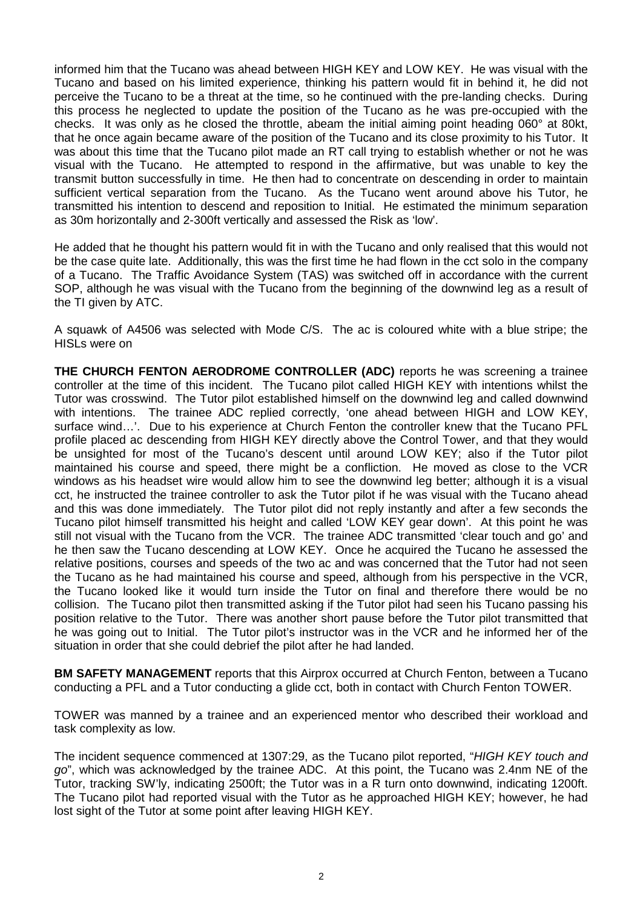informed him that the Tucano was ahead between HIGH KEY and LOW KEY. He was visual with the Tucano and based on his limited experience, thinking his pattern would fit in behind it, he did not perceive the Tucano to be a threat at the time, so he continued with the pre-landing checks. During this process he neglected to update the position of the Tucano as he was pre-occupied with the checks. It was only as he closed the throttle, abeam the initial aiming point heading 060° at 80kt, that he once again became aware of the position of the Tucano and its close proximity to his Tutor. It was about this time that the Tucano pilot made an RT call trying to establish whether or not he was visual with the Tucano. He attempted to respond in the affirmative, but was unable to key the transmit button successfully in time. He then had to concentrate on descending in order to maintain sufficient vertical separation from the Tucano. As the Tucano went around above his Tutor, he transmitted his intention to descend and reposition to Initial. He estimated the minimum separation as 30m horizontally and 2-300ft vertically and assessed the Risk as 'low'.

He added that he thought his pattern would fit in with the Tucano and only realised that this would not be the case quite late. Additionally, this was the first time he had flown in the cct solo in the company of a Tucano. The Traffic Avoidance System (TAS) was switched off in accordance with the current SOP, although he was visual with the Tucano from the beginning of the downwind leg as a result of the TI given by ATC.

A squawk of A4506 was selected with Mode C/S. The ac is coloured white with a blue stripe; the HISLs were on

**THE CHURCH FENTON AERODROME CONTROLLER (ADC)** reports he was screening a trainee controller at the time of this incident. The Tucano pilot called HIGH KEY with intentions whilst the Tutor was crosswind. The Tutor pilot established himself on the downwind leg and called downwind with intentions. The trainee ADC replied correctly, 'one ahead between HIGH and LOW KEY, surface wind…'. Due to his experience at Church Fenton the controller knew that the Tucano PFL profile placed ac descending from HIGH KEY directly above the Control Tower, and that they would be unsighted for most of the Tucano's descent until around LOW KEY; also if the Tutor pilot maintained his course and speed, there might be a confliction. He moved as close to the VCR windows as his headset wire would allow him to see the downwind leg better; although it is a visual cct, he instructed the trainee controller to ask the Tutor pilot if he was visual with the Tucano ahead and this was done immediately. The Tutor pilot did not reply instantly and after a few seconds the Tucano pilot himself transmitted his height and called 'LOW KEY gear down'. At this point he was still not visual with the Tucano from the VCR. The trainee ADC transmitted 'clear touch and go' and he then saw the Tucano descending at LOW KEY. Once he acquired the Tucano he assessed the relative positions, courses and speeds of the two ac and was concerned that the Tutor had not seen the Tucano as he had maintained his course and speed, although from his perspective in the VCR, the Tucano looked like it would turn inside the Tutor on final and therefore there would be no collision. The Tucano pilot then transmitted asking if the Tutor pilot had seen his Tucano passing his position relative to the Tutor. There was another short pause before the Tutor pilot transmitted that he was going out to Initial. The Tutor pilot's instructor was in the VCR and he informed her of the situation in order that she could debrief the pilot after he had landed.

**BM SAFETY MANAGEMENT** reports that this Airprox occurred at Church Fenton, between a Tucano conducting a PFL and a Tutor conducting a glide cct, both in contact with Church Fenton TOWER.

TOWER was manned by a trainee and an experienced mentor who described their workload and task complexity as low.

The incident sequence commenced at 1307:29, as the Tucano pilot reported, "*HIGH KEY touch and go*", which was acknowledged by the trainee ADC. At this point, the Tucano was 2.4nm NE of the Tutor, tracking SW'ly, indicating 2500ft; the Tutor was in a R turn onto downwind, indicating 1200ft. The Tucano pilot had reported visual with the Tutor as he approached HIGH KEY; however, he had lost sight of the Tutor at some point after leaving HIGH KEY.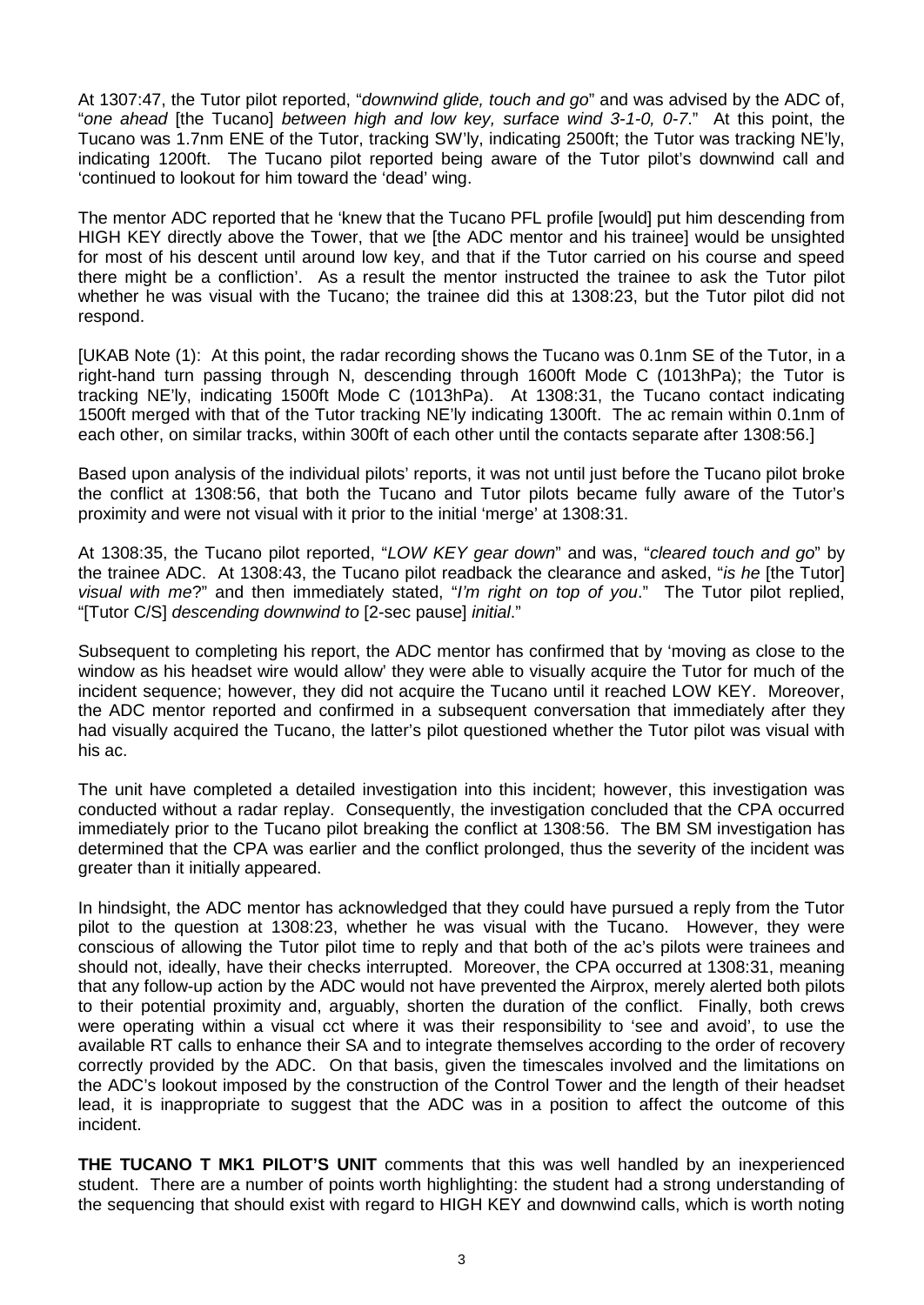At 1307:47, the Tutor pilot reported, "*downwind glide, touch and go*" and was advised by the ADC of, "*one ahead* [the Tucano] *between high and low key, surface wind 3-1-0, 0-7*." At this point, the Tucano was 1.7nm ENE of the Tutor, tracking SW'ly, indicating 2500ft; the Tutor was tracking NE'ly, indicating 1200ft. The Tucano pilot reported being aware of the Tutor pilot's downwind call and 'continued to lookout for him toward the 'dead' wing.

The mentor ADC reported that he 'knew that the Tucano PFL profile [would] put him descending from HIGH KEY directly above the Tower, that we [the ADC mentor and his trainee] would be unsighted for most of his descent until around low key, and that if the Tutor carried on his course and speed there might be a confliction'. As a result the mentor instructed the trainee to ask the Tutor pilot whether he was visual with the Tucano; the trainee did this at 1308:23, but the Tutor pilot did not respond.

[UKAB Note (1): At this point, the radar recording shows the Tucano was 0.1nm SE of the Tutor, in a right-hand turn passing through N, descending through 1600ft Mode C (1013hPa); the Tutor is tracking NE'ly, indicating 1500ft Mode C (1013hPa). At 1308:31, the Tucano contact indicating 1500ft merged with that of the Tutor tracking NE'ly indicating 1300ft. The ac remain within 0.1nm of each other, on similar tracks, within 300ft of each other until the contacts separate after 1308:56.]

Based upon analysis of the individual pilots' reports, it was not until just before the Tucano pilot broke the conflict at 1308:56, that both the Tucano and Tutor pilots became fully aware of the Tutor's proximity and were not visual with it prior to the initial 'merge' at 1308:31.

At 1308:35, the Tucano pilot reported, "*LOW KEY gear down*" and was, "*cleared touch and go*" by the trainee ADC. At 1308:43, the Tucano pilot readback the clearance and asked, "*is he* [the Tutor] *visual with me*?" and then immediately stated, "*I'm right on top of you*." The Tutor pilot replied, "[Tutor C/S] *descending downwind to* [2-sec pause] *initial*."

Subsequent to completing his report, the ADC mentor has confirmed that by 'moving as close to the window as his headset wire would allow' they were able to visually acquire the Tutor for much of the incident sequence; however, they did not acquire the Tucano until it reached LOW KEY. Moreover, the ADC mentor reported and confirmed in a subsequent conversation that immediately after they had visually acquired the Tucano, the latter's pilot questioned whether the Tutor pilot was visual with his ac.

The unit have completed a detailed investigation into this incident; however, this investigation was conducted without a radar replay. Consequently, the investigation concluded that the CPA occurred immediately prior to the Tucano pilot breaking the conflict at 1308:56. The BM SM investigation has determined that the CPA was earlier and the conflict prolonged, thus the severity of the incident was greater than it initially appeared.

In hindsight, the ADC mentor has acknowledged that they could have pursued a reply from the Tutor pilot to the question at 1308:23, whether he was visual with the Tucano. However, they were conscious of allowing the Tutor pilot time to reply and that both of the ac's pilots were trainees and should not, ideally, have their checks interrupted. Moreover, the CPA occurred at 1308:31, meaning that any follow-up action by the ADC would not have prevented the Airprox, merely alerted both pilots to their potential proximity and, arguably, shorten the duration of the conflict. Finally, both crews were operating within a visual cct where it was their responsibility to 'see and avoid', to use the available RT calls to enhance their SA and to integrate themselves according to the order of recovery correctly provided by the ADC. On that basis, given the timescales involved and the limitations on the ADC's lookout imposed by the construction of the Control Tower and the length of their headset lead, it is inappropriate to suggest that the ADC was in a position to affect the outcome of this incident.

**THE TUCANO T MK1 PILOT'S UNIT** comments that this was well handled by an inexperienced student. There are a number of points worth highlighting: the student had a strong understanding of the sequencing that should exist with regard to HIGH KEY and downwind calls, which is worth noting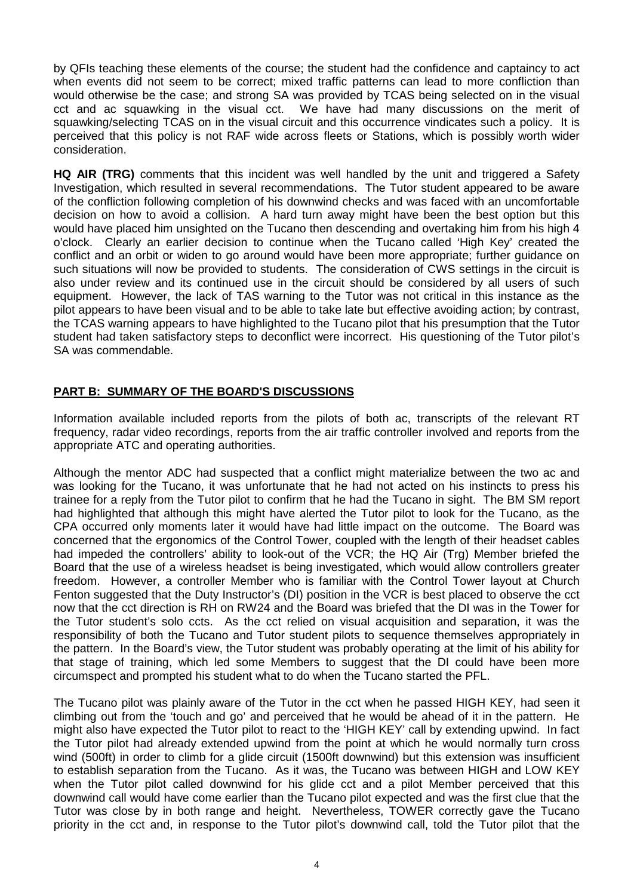by QFIs teaching these elements of the course; the student had the confidence and captaincy to act when events did not seem to be correct; mixed traffic patterns can lead to more confliction than would otherwise be the case; and strong SA was provided by TCAS being selected on in the visual cct and ac squawking in the visual cct. We have had many discussions on the merit of squawking/selecting TCAS on in the visual circuit and this occurrence vindicates such a policy. It is perceived that this policy is not RAF wide across fleets or Stations, which is possibly worth wider consideration.

**HQ AIR (TRG)** comments that this incident was well handled by the unit and triggered a Safety Investigation, which resulted in several recommendations. The Tutor student appeared to be aware of the confliction following completion of his downwind checks and was faced with an uncomfortable decision on how to avoid a collision. A hard turn away might have been the best option but this would have placed him unsighted on the Tucano then descending and overtaking him from his high 4 o'clock. Clearly an earlier decision to continue when the Tucano called 'High Key' created the conflict and an orbit or widen to go around would have been more appropriate; further guidance on such situations will now be provided to students. The consideration of CWS settings in the circuit is also under review and its continued use in the circuit should be considered by all users of such equipment. However, the lack of TAS warning to the Tutor was not critical in this instance as the pilot appears to have been visual and to be able to take late but effective avoiding action; by contrast, the TCAS warning appears to have highlighted to the Tucano pilot that his presumption that the Tutor student had taken satisfactory steps to deconflict were incorrect. His questioning of the Tutor pilot's SA was commendable.

## PART B: SUMMARY OF THE BOARD'S DISCUSSIONS

Information available included reports from the pilots of both ac, transcripts of the relevant RT frequency, radar video recordings, reports from the air traffic controller involved and reports from the appropriate ATC and operating authorities.

Although the mentor ADC had suspected that a conflict might materialize between the two ac and was looking for the Tucano, it was unfortunate that he had not acted on his instincts to press his trainee for a reply from the Tutor pilot to confirm that he had the Tucano in sight. The BM SM report had highlighted that although this might have alerted the Tutor pilot to look for the Tucano, as the CPA occurred only moments later it would have had little impact on the outcome. The Board was concerned that the ergonomics of the Control Tower, coupled with the length of their headset cables had impeded the controllers' ability to look-out of the VCR; the HQ Air (Trg) Member briefed the Board that the use of a wireless headset is being investigated, which would allow controllers greater freedom. However, a controller Member who is familiar with the Control Tower layout at Church Fenton suggested that the Duty Instructor's (DI) position in the VCR is best placed to observe the cct now that the cct direction is RH on RW24 and the Board was briefed that the DI was in the Tower for the Tutor student's solo ccts. As the cct relied on visual acquisition and separation, it was the responsibility of both the Tucano and Tutor student pilots to sequence themselves appropriately in the pattern. In the Board's view, the Tutor student was probably operating at the limit of his ability for that stage of training, which led some Members to suggest that the DI could have been more circumspect and prompted his student what to do when the Tucano started the PFL.

The Tucano pilot was plainly aware of the Tutor in the cct when he passed HIGH KEY, had seen it climbing out from the 'touch and go' and perceived that he would be ahead of it in the pattern. He might also have expected the Tutor pilot to react to the 'HIGH KEY' call by extending upwind. In fact the Tutor pilot had already extended upwind from the point at which he would normally turn cross wind (500ft) in order to climb for a glide circuit (1500ft downwind) but this extension was insufficient to establish separation from the Tucano. As it was, the Tucano was between HIGH and LOW KEY when the Tutor pilot called downwind for his glide cct and a pilot Member perceived that this downwind call would have come earlier than the Tucano pilot expected and was the first clue that the Tutor was close by in both range and height. Nevertheless, TOWER correctly gave the Tucano priority in the cct and, in response to the Tutor pilot's downwind call, told the Tutor pilot that the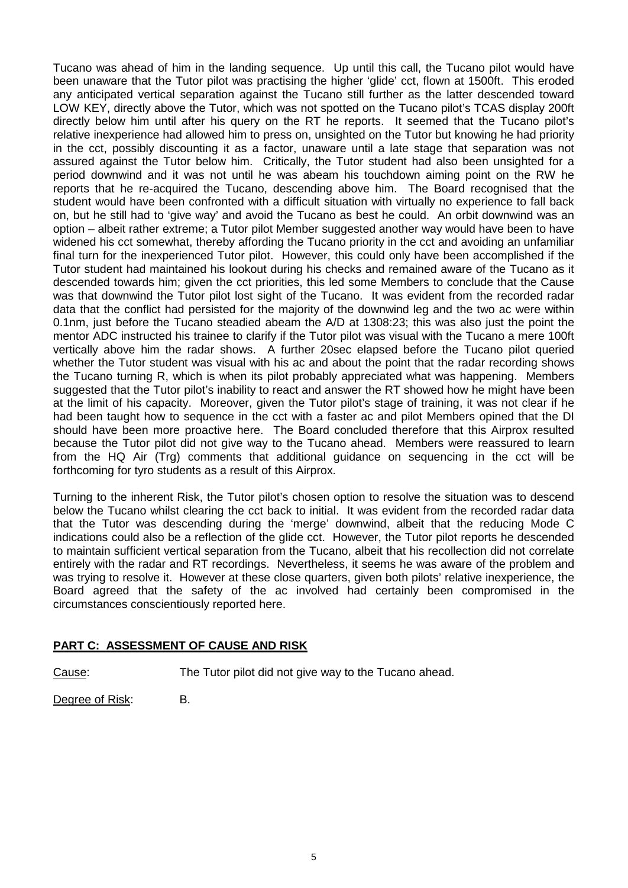Tucano was ahead of him in the landing sequence. Up until this call, the Tucano pilot would have been unaware that the Tutor pilot was practising the higher 'glide' cct, flown at 1500ft. This eroded any anticipated vertical separation against the Tucano still further as the latter descended toward LOW KEY, directly above the Tutor, which was not spotted on the Tucano pilot's TCAS display 200ft directly below him until after his query on the RT he reports. It seemed that the Tucano pilot's relative inexperience had allowed him to press on, unsighted on the Tutor but knowing he had priority in the cct, possibly discounting it as a factor, unaware until a late stage that separation was not assured against the Tutor below him. Critically, the Tutor student had also been unsighted for a period downwind and it was not until he was abeam his touchdown aiming point on the RW he reports that he re-acquired the Tucano, descending above him. The Board recognised that the student would have been confronted with a difficult situation with virtually no experience to fall back on, but he still had to 'give way' and avoid the Tucano as best he could. An orbit downwind was an option – albeit rather extreme; a Tutor pilot Member suggested another way would have been to have widened his cct somewhat, thereby affording the Tucano priority in the cct and avoiding an unfamiliar final turn for the inexperienced Tutor pilot. However, this could only have been accomplished if the Tutor student had maintained his lookout during his checks and remained aware of the Tucano as it descended towards him; given the cct priorities, this led some Members to conclude that the Cause was that downwind the Tutor pilot lost sight of the Tucano. It was evident from the recorded radar data that the conflict had persisted for the majority of the downwind leg and the two ac were within 0.1nm, just before the Tucano steadied abeam the A/D at 1308:23; this was also just the point the mentor ADC instructed his trainee to clarify if the Tutor pilot was visual with the Tucano a mere 100ft vertically above him the radar shows. A further 20sec elapsed before the Tucano pilot queried whether the Tutor student was visual with his ac and about the point that the radar recording shows the Tucano turning R, which is when its pilot probably appreciated what was happening. Members suggested that the Tutor pilot's inability to react and answer the RT showed how he might have been at the limit of his capacity. Moreover, given the Tutor pilot's stage of training, it was not clear if he had been taught how to sequence in the cct with a faster ac and pilot Members opined that the DI should have been more proactive here. The Board concluded therefore that this Airprox resulted because the Tutor pilot did not give way to the Tucano ahead. Members were reassured to learn from the HQ Air (Trg) comments that additional guidance on sequencing in the cct will be forthcoming for tyro students as a result of this Airprox.

Turning to the inherent Risk, the Tutor pilot's chosen option to resolve the situation was to descend below the Tucano whilst clearing the cct back to initial. It was evident from the recorded radar data that the Tutor was descending during the 'merge' downwind, albeit that the reducing Mode C indications could also be a reflection of the glide cct. However, the Tutor pilot reports he descended to maintain sufficient vertical separation from the Tucano, albeit that his recollection did not correlate entirely with the radar and RT recordings. Nevertheless, it seems he was aware of the problem and was trying to resolve it. However at these close quarters, given both pilots' relative inexperience, the Board agreed that the safety of the ac involved had certainly been compromised in the circumstances conscientiously reported here.

## PART C: ASSESSMENT OF CAUSE AND RISK

Cause: The Tutor pilot did not give way to the Tucano ahead.

Degree of Risk: B.